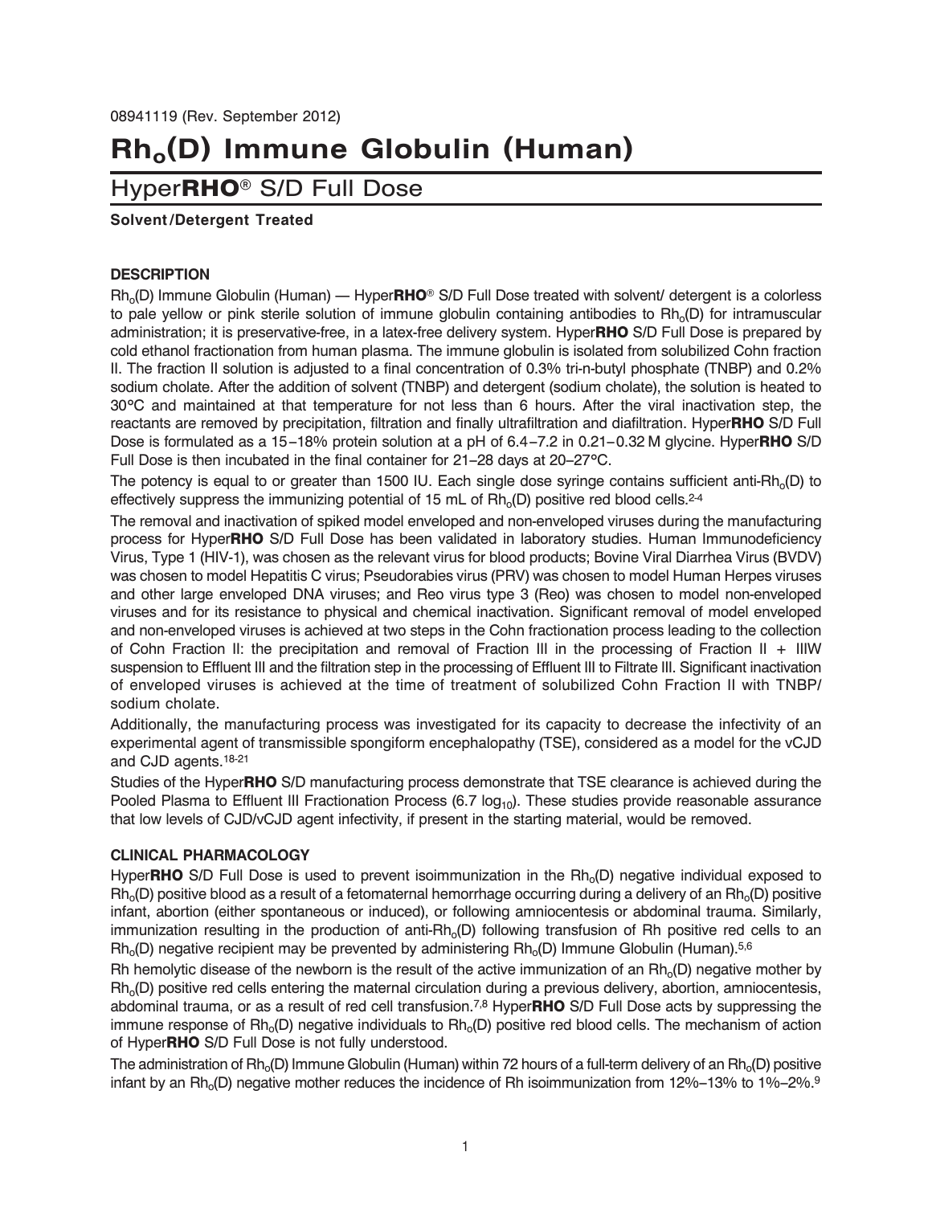08941119 (Rev. September 2012)

# $Rh_o$(D) Immune Globulin (Human)

## Hyper**RHO**® S/D Full Dose

**Solvent/Detergent Treated**

### DESCRIPTION

$Rh_o$(D) Immune Globulin (Human) — Hyper**RHO**® S/D Full Dose treated with solvent/ detergent is a colorless to pale yellow or pink sterile solution of immune globulin containing antibodies to $Rh_o$(D) for intramuscular administration; it is preservative-free, in a latex-free delivery system. Hyper**RHO** S/D Full Dose is prepared by cold ethanol fractionation from human plasma. The immune globulin is isolated from solubilized Cohn fraction II. The fraction II solution is adjusted to a final concentration of 0.3% tri-n-butyl phosphate (TNBP) and 0.2% sodium cholate. After the addition of solvent (TNBP) and detergent (sodium cholate), the solution is heated to 30°C and maintained at that temperature for not less than 6 hours. After the viral inactivation step, the reactants are removed by precipitation, filtration and finally ultrafiltration and diafiltration. Hyper**RHO** S/D Full Dose is formulated as a 15–18% protein solution at a pH of 6.4–7.2 in 0.21–0.32 M glycine. Hyper**RHO** S/D Full Dose is then incubated in the final container for 21–28 days at 20–27°C.

The potency is equal to or greater than 1500 IU. Each single dose syringe contains sufficient anti-$Rh_o$(D) to effectively suppress the immunizing potential of 15 mL of $Rh_o$(D) positive red blood cells.[2-4]

The removal and inactivation of spiked model enveloped and non-enveloped viruses during the manufacturing process for Hyper**RHO** S/D Full Dose has been validated in laboratory studies. Human Immunodeficiency Virus, Type 1 (HIV-1), was chosen as the relevant virus for blood products; Bovine Viral Diarrhea Virus (BVDV) was chosen to model Hepatitis C virus; Pseudorabies virus (PRV) was chosen to model Human Herpes viruses and other large enveloped DNA viruses; and Reo virus type 3 (Reo) was chosen to model non-enveloped viruses and for its resistance to physical and chemical inactivation. Significant removal of model enveloped and non-enveloped viruses is achieved at two steps in the Cohn fractionation process leading to the collection of Cohn Fraction II: the precipitation and removal of Fraction III in the processing of Fraction II + IIIW suspension to Effluent III and the filtration step in the processing of Effluent III to Filtrate III. Significant inactivation of enveloped viruses is achieved at the time of treatment of solubilized Cohn Fraction II with TNBP/ sodium cholate.

Additionally, the manufacturing process was investigated for its capacity to decrease the infectivity of an experimental agent of transmissible spongiform encephalopathy (TSE), considered as a model for the vCJD and CJD agents.[18-21]

Studies of the Hyper**RHO** S/D manufacturing process demonstrate that TSE clearance is achieved during the Pooled Plasma to Effluent III Fractionation Process (6.7 $\log_{10}$). These studies provide reasonable assurance that low levels of CJD/vCJD agent infectivity, if present in the starting material, would be removed.

### CLINICAL PHARMACOLOGY

Hyper**RHO** S/D Full Dose is used to prevent isoimmunization in the $Rh_o$(D) negative individual exposed to $Rh_o$(D) positive blood as a result of a fetomaternal hemorrhage occurring during a delivery of an $Rh_o$(D) positive infant, abortion (either spontaneous or induced), or following amniocentesis or abdominal trauma. Similarly, immunization resulting in the production of anti-$Rh_o$(D) following transfusion of Rh positive red cells to an $Rh_o$(D) negative recipient may be prevented by administering $Rh_o$(D) Immune Globulin (Human).[5,6]

Rh hemolytic disease of the newborn is the result of the active immunization of an $Rh_o$(D) negative mother by $Rh_o$(D) positive red cells entering the maternal circulation during a previous delivery, abortion, amniocentesis, abdominal trauma, or as a result of red cell transfusion.[7,8] Hyper**RHO** S/D Full Dose acts by suppressing the immune response of $Rh_o$(D) negative individuals to $Rh_o$(D) positive red blood cells. The mechanism of action of Hyper**RHO** S/D Full Dose is not fully understood.

The administration of $Rh_o$(D) Immune Globulin (Human) within 72 hours of a full-term delivery of an $Rh_o$(D) positive infant by an $Rh_o$(D) negative mother reduces the incidence of Rh isoimmunization from 12%–13% to 1%–2%.[9]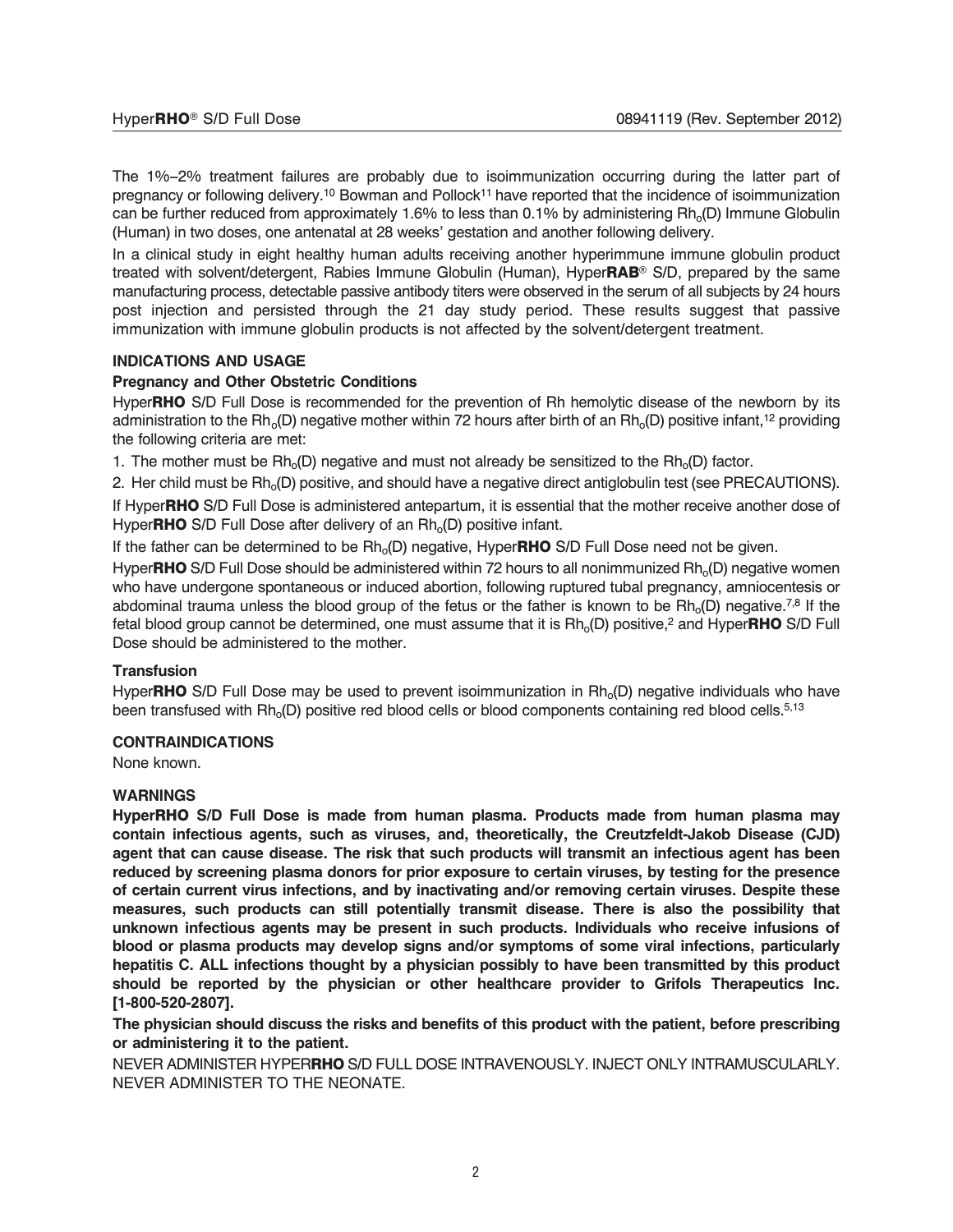The 1%–2% treatment failures are probably due to isoimmunization occurring during the latter part of pregnancy or following delivery.[10] Bowman and Pollock[11] have reported that the incidence of isoimmunization can be further reduced from approximately 1.6% to less than 0.1% by administering $Rh_o(D)$ Immune Globulin (Human) in two doses, one antenatal at 28 weeks' gestation and another following delivery.

In a clinical study in eight healthy human adults receiving another hyperimmune immune globulin product treated with solvent/detergent, Rabies Immune Globulin (Human), Hyper**RAB**® S/D, prepared by the same manufacturing process, detectable passive antibody titers were observed in the serum of all subjects by 24 hours post injection and persisted through the 21 day study period. These results suggest that passive immunization with immune globulin products is not affected by the solvent/detergent treatment.

## INDICATIONS AND USAGE

### Pregnancy and Other Obstetric Conditions

Hyper**RHO** S/D Full Dose is recommended for the prevention of Rh hemolytic disease of the newborn by its administration to the $Rh_o(D)$ negative mother within 72 hours after birth of an $Rh_o(D)$ positive infant,[12] providing the following criteria are met:

1. The mother must be $Rh_o(D)$ negative and must not already be sensitized to the $Rh_o(D)$ factor.
2. Her child must be $Rh_o(D)$ positive, and should have a negative direct antiglobulin test (see PRECAUTIONS).

If Hyper**RHO** S/D Full Dose is administered antepartum, it is essential that the mother receive another dose of Hyper**RHO** S/D Full Dose after delivery of an $Rh_o(D)$ positive infant.

If the father can be determined to be $Rh_o(D)$ negative, Hyper**RHO** S/D Full Dose need not be given.

Hyper**RHO** S/D Full Dose should be administered within 72 hours to all nonimmunized $Rh_o(D)$ negative women who have undergone spontaneous or induced abortion, following ruptured tubal pregnancy, amniocentesis or abdominal trauma unless the blood group of the fetus or the father is known to be $Rh_o(D)$ negative.[7,8] If the fetal blood group cannot be determined, one must assume that it is $Rh_o(D)$ positive,[2] and Hyper**RHO** S/D Full Dose should be administered to the mother.

### Transfusion

Hyper**RHO** S/D Full Dose may be used to prevent isoimmunization in $Rh_o(D)$ negative individuals who have been transfused with $Rh_o(D)$ positive red blood cells or blood components containing red blood cells.[5,13]

## CONTRAINDICATIONS

None known.

## WARNINGS

**HyperRHO S/D Full Dose is made from human plasma. Products made from human plasma may contain infectious agents, such as viruses, and, theoretically, the Creutzfeldt-Jakob Disease (CJD) agent that can cause disease. The risk that such products will transmit an infectious agent has been reduced by screening plasma donors for prior exposure to certain viruses, by testing for the presence of certain current virus infections, and by inactivating and/or removing certain viruses. Despite these measures, such products can still potentially transmit disease. There is also the possibility that unknown infectious agents may be present in such products. Individuals who receive infusions of blood or plasma products may develop signs and/or symptoms of some viral infections, particularly hepatitis C. ALL infections thought by a physician possibly to have been transmitted by this product should be reported by the physician or other healthcare provider to Grifols Therapeutics Inc. [1-800-520-2807].**

**The physician should discuss the risks and benefits of this product with the patient, before prescribing or administering it to the patient.**

NEVER ADMINISTER HYPER**RHO** S/D FULL DOSE INTRAVENOUSLY. INJECT ONLY INTRAMUSCULARLY. NEVER ADMINISTER TO THE NEONATE.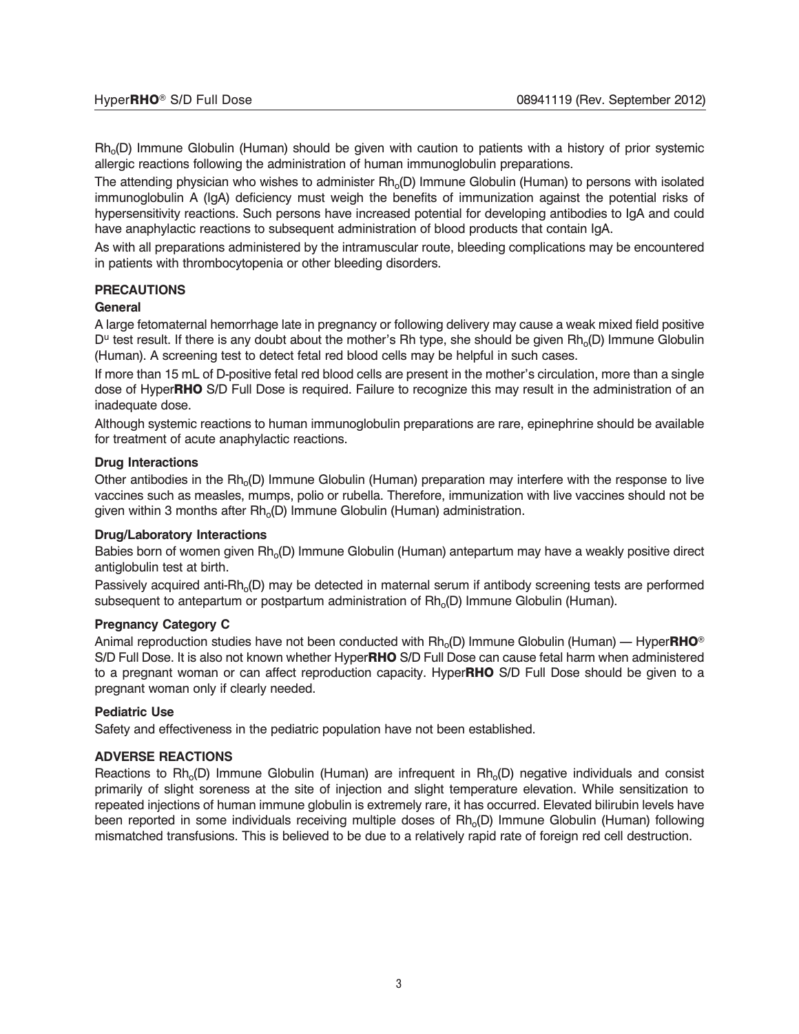$Rh_o(D)$ Immune Globulin (Human) should be given with caution to patients with a history of prior systemic allergic reactions following the administration of human immunoglobulin preparations.

The attending physician who wishes to administer $Rh_o(D)$ Immune Globulin (Human) to persons with isolated immunoglobulin A (IgA) deficiency must weigh the benefits of immunization against the potential risks of hypersensitivity reactions. Such persons have increased potential for developing antibodies to IgA and could have anaphylactic reactions to subsequent administration of blood products that contain IgA.

As with all preparations administered by the intramuscular route, bleeding complications may be encountered in patients with thrombocytopenia or other bleeding disorders.

## PRECAUTIONS

### General

A large fetomaternal hemorrhage late in pregnancy or following delivery may cause a weak mixed field positive $D^u$ test result. If there is any doubt about the mother's Rh type, she should be given $Rh_o(D)$ Immune Globulin (Human). A screening test to detect fetal red blood cells may be helpful in such cases.

If more than 15 mL of D-positive fetal red blood cells are present in the mother's circulation, more than a single dose of Hyper**RHO** S/D Full Dose is required. Failure to recognize this may result in the administration of an inadequate dose.

Although systemic reactions to human immunoglobulin preparations are rare, epinephrine should be available for treatment of acute anaphylactic reactions.

### Drug Interactions

Other antibodies in the $Rh_o(D)$ Immune Globulin (Human) preparation may interfere with the response to live vaccines such as measles, mumps, polio or rubella. Therefore, immunization with live vaccines should not be given within 3 months after $Rh_o(D)$ Immune Globulin (Human) administration.

### Drug/Laboratory Interactions

Babies born of women given $Rh_o(D)$ Immune Globulin (Human) antepartum may have a weakly positive direct antiglobulin test at birth.

Passively acquired anti-$Rh_o(D)$ may be detected in maternal serum if antibody screening tests are performed subsequent to antepartum or postpartum administration of $Rh_o(D)$ Immune Globulin (Human).

### Pregnancy Category C

Animal reproduction studies have not been conducted with $Rh_o(D)$ Immune Globulin (Human) — Hyper**RHO**® S/D Full Dose. It is also not known whether Hyper**RHO** S/D Full Dose can cause fetal harm when administered to a pregnant woman or can affect reproduction capacity. Hyper**RHO** S/D Full Dose should be given to a pregnant woman only if clearly needed.

### Pediatric Use

Safety and effectiveness in the pediatric population have not been established.

## ADVERSE REACTIONS

Reactions to $Rh_o(D)$ Immune Globulin (Human) are infrequent in $Rh_o(D)$ negative individuals and consist primarily of slight soreness at the site of injection and slight temperature elevation. While sensitization to repeated injections of human immune globulin is extremely rare, it has occurred. Elevated bilirubin levels have been reported in some individuals receiving multiple doses of $Rh_o(D)$ Immune Globulin (Human) following mismatched transfusions. This is believed to be due to a relatively rapid rate of foreign red cell destruction.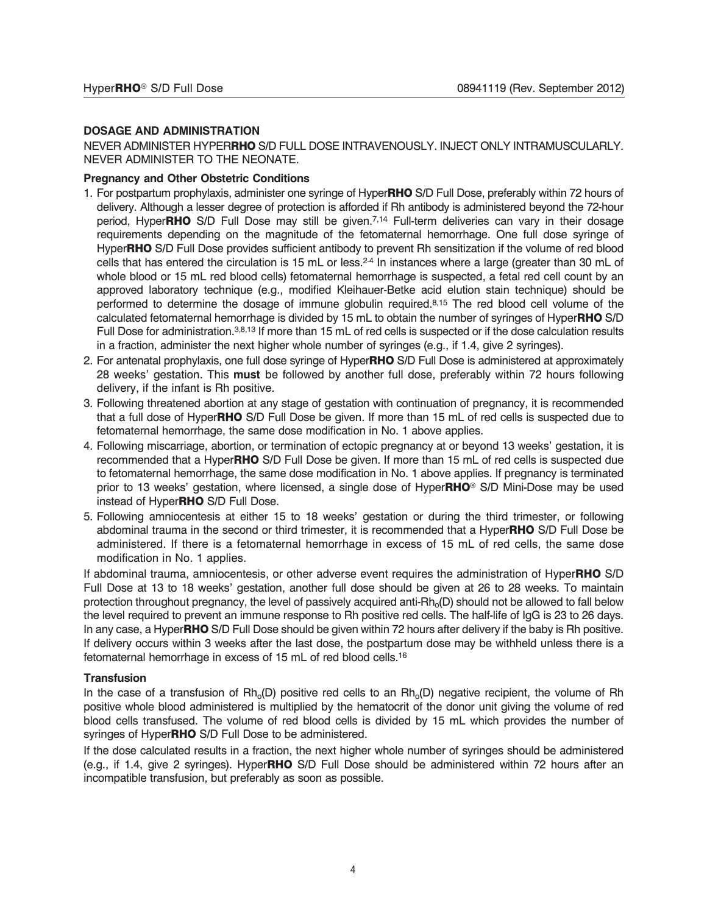## DOSAGE AND ADMINISTRATION

NEVER ADMINISTER HYPER**RHO** S/D FULL DOSE INTRAVENOUSLY. INJECT ONLY INTRAMUSCULARLY. NEVER ADMINISTER TO THE NEONATE.

### Pregnancy and Other Obstetric Conditions

1. For postpartum prophylaxis, administer one syringe of Hyper**RHO** S/D Full Dose, preferably within 72 hours of delivery. Although a lesser degree of protection is afforded if Rh antibody is administered beyond the 72-hour period, Hyper**RHO** S/D Full Dose may still be given.[7,14] Full-term deliveries can vary in their dosage requirements depending on the magnitude of the fetomaternal hemorrhage. One full dose syringe of Hyper**RHO** S/D Full Dose provides sufficient antibody to prevent Rh sensitization if the volume of red blood cells that has entered the circulation is 15 mL or less.[2-4] In instances where a large (greater than 30 mL of whole blood or 15 mL red blood cells) fetomaternal hemorrhage is suspected, a fetal red cell count by an approved laboratory technique (e.g., modified Kleihauer-Betke acid elution stain technique) should be performed to determine the dosage of immune globulin required.[8,15] The red blood cell volume of the calculated fetomaternal hemorrhage is divided by 15 mL to obtain the number of syringes of Hyper**RHO** S/D Full Dose for administration.[3,8,13] If more than 15 mL of red cells is suspected or if the dose calculation results in a fraction, administer the next higher whole number of syringes (e.g., if 1.4, give 2 syringes).
2. For antenatal prophylaxis, one full dose syringe of Hyper**RHO** S/D Full Dose is administered at approximately 28 weeks' gestation. This **must** be followed by another full dose, preferably within 72 hours following delivery, if the infant is Rh positive.
3. Following threatened abortion at any stage of gestation with continuation of pregnancy, it is recommended that a full dose of Hyper**RHO** S/D Full Dose be given. If more than 15 mL of red cells is suspected due to fetomaternal hemorrhage, the same dose modification in No. 1 above applies.
4. Following miscarriage, abortion, or termination of ectopic pregnancy at or beyond 13 weeks' gestation, it is recommended that a Hyper**RHO** S/D Full Dose be given. If more than 15 mL of red cells is suspected due to fetomaternal hemorrhage, the same dose modification in No. 1 above applies. If pregnancy is terminated prior to 13 weeks' gestation, where licensed, a single dose of Hyper**RHO**® S/D Mini-Dose may be used instead of Hyper**RHO** S/D Full Dose.
5. Following amniocentesis at either 15 to 18 weeks' gestation or during the third trimester, or following abdominal trauma in the second or third trimester, it is recommended that a Hyper**RHO** S/D Full Dose be administered. If there is a fetomaternal hemorrhage in excess of 15 mL of red cells, the same dose modification in No. 1 applies.

If abdominal trauma, amniocentesis, or other adverse event requires the administration of Hyper**RHO** S/D Full Dose at 13 to 18 weeks' gestation, another full dose should be given at 26 to 28 weeks. To maintain protection throughout pregnancy, the level of passively acquired anti-$Rh_o$(D) should not be allowed to fall below the level required to prevent an immune response to Rh positive red cells. The half-life of IgG is 23 to 26 days. In any case, a Hyper**RHO** S/D Full Dose should be given within 72 hours after delivery if the baby is Rh positive. If delivery occurs within 3 weeks after the last dose, the postpartum dose may be withheld unless there is a fetomaternal hemorrhage in excess of 15 mL of red blood cells.[16]

### Transfusion

In the case of a transfusion of $Rh_o$(D) positive red cells to an $Rh_o$(D) negative recipient, the volume of Rh positive whole blood administered is multiplied by the hematocrit of the donor unit giving the volume of red blood cells transfused. The volume of red blood cells is divided by 15 mL which provides the number of syringes of Hyper**RHO** S/D Full Dose to be administered.

If the dose calculated results in a fraction, the next higher whole number of syringes should be administered (e.g., if 1.4, give 2 syringes). Hyper**RHO** S/D Full Dose should be administered within 72 hours after an incompatible transfusion, but preferably as soon as possible.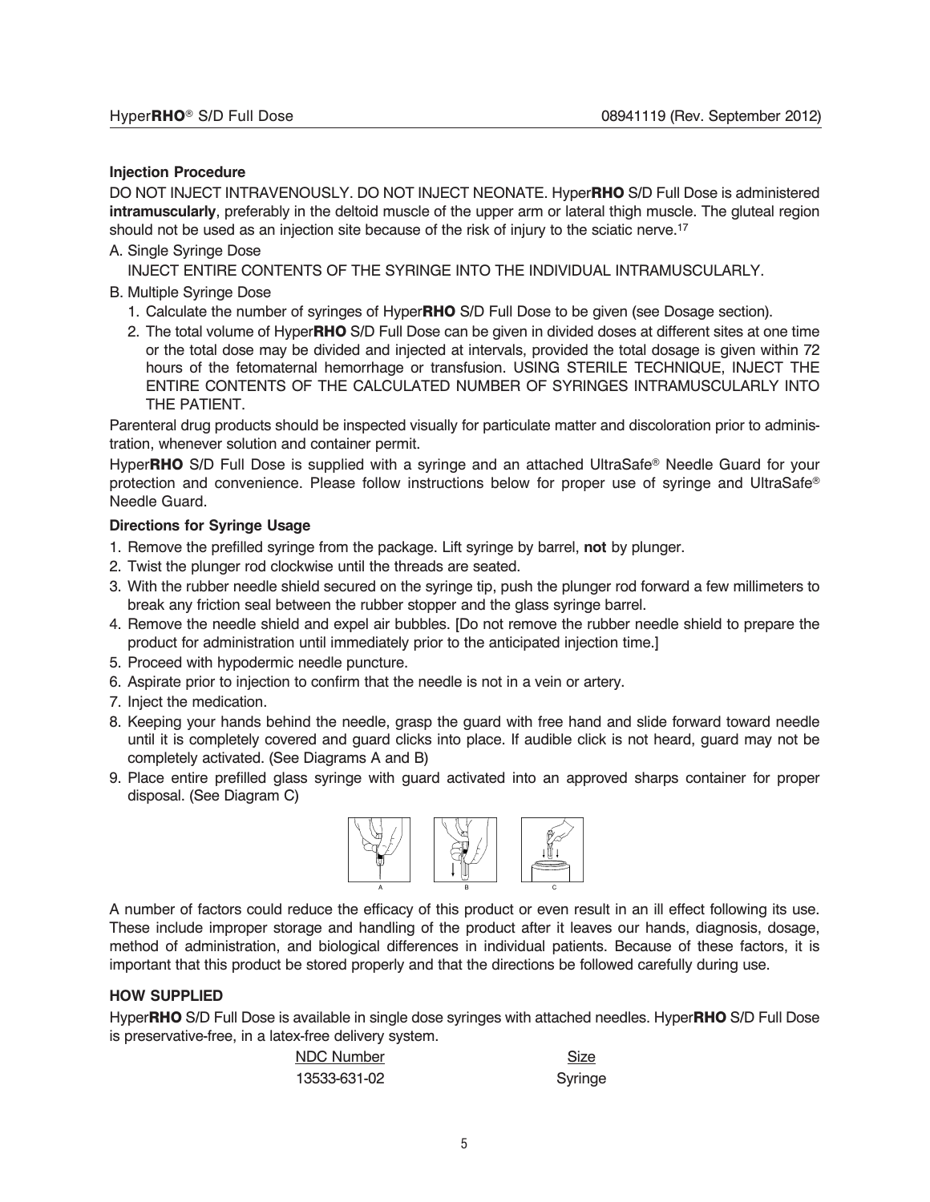**Injection Procedure**

DO NOT INJECT INTRAVENOUSLY. DO NOT INJECT NEONATE. Hyper**RHO** S/D Full Dose is administered **intramuscularly**, preferably in the deltoid muscle of the upper arm or lateral thigh muscle. The gluteal region should not be used as an injection site because of the risk of injury to the sciatic nerve.[17]

A. Single Syringe Dose

   INJECT ENTIRE CONTENTS OF THE SYRINGE INTO THE INDIVIDUAL INTRAMUSCULARLY.

B. Multiple Syringe Dose

   1. Calculate the number of syringes of Hyper**RHO** S/D Full Dose to be given (see Dosage section).
   2. The total volume of Hyper**RHO** S/D Full Dose can be given in divided doses at different sites at one time or the total dose may be divided and injected at intervals, provided the total dosage is given within 72 hours of the fetomaternal hemorrhage or transfusion. USING STERILE TECHNIQUE, INJECT THE ENTIRE CONTENTS OF THE CALCULATED NUMBER OF SYRINGES INTRAMUSCULARLY INTO THE PATIENT.

Parenteral drug products should be inspected visually for particulate matter and discoloration prior to administration, whenever solution and container permit.

Hyper**RHO** S/D Full Dose is supplied with a syringe and an attached UltraSafe® Needle Guard for your protection and convenience. Please follow instructions below for proper use of syringe and UltraSafe® Needle Guard.

**Directions for Syringe Usage**

1. Remove the prefilled syringe from the package. Lift syringe by barrel, **not** by plunger.
2. Twist the plunger rod clockwise until the threads are seated.
3. With the rubber needle shield secured on the syringe tip, push the plunger rod forward a few millimeters to break any friction seal between the rubber stopper and the glass syringe barrel.
4. Remove the needle shield and expel air bubbles. [Do not remove the rubber needle shield to prepare the product for administration until immediately prior to the anticipated injection time.]
5. Proceed with hypodermic needle puncture.
6. Aspirate prior to injection to confirm that the needle is not in a vein or artery.
7. Inject the medication.
8. Keeping your hands behind the needle, grasp the guard with free hand and slide forward toward needle until it is completely covered and guard clicks into place. If audible click is not heard, guard may not be completely activated. (See Diagrams A and B)
9. Place entire prefilled glass syringe with guard activated into an approved sharps container for proper disposal. (See Diagram C)

A B C

A number of factors could reduce the efficacy of this product or even result in an ill effect following its use. These include improper storage and handling of the product after it leaves our hands, diagnosis, dosage, method of administration, and biological differences in individual patients. Because of these factors, it is important that this product be stored properly and that the directions be followed carefully during use.

**HOW SUPPLIED**

Hyper**RHO** S/D Full Dose is available in single dose syringes with attached needles. Hyper**RHO** S/D Full Dose is preservative-free, in a latex-free delivery system.

| NDC Number | Size |
| --- | --- |
| 13533-631-02 | Syringe |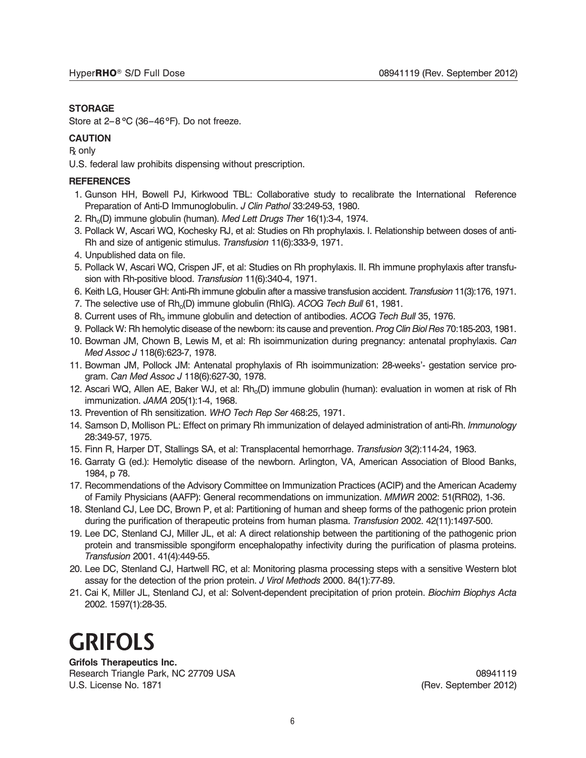### STORAGE

Store at 2–8 °C (36–46 °F). Do not freeze.

### CAUTION

℞ only

U.S. federal law prohibits dispensing without prescription.

### REFERENCES

1. Gunson HH, Bowell PJ, Kirkwood TBL: Collaborative study to recalibrate the International Reference Preparation of Anti-D Immunoglobulin. *J Clin Pathol* 33:249-53, 1980.
2. $Rh_o$(D) immune globulin (human). *Med Lett Drugs Ther* 16(1):3-4, 1974.
3. Pollack W, Ascari WQ, Kochesky RJ, et al: Studies on Rh prophylaxis. I. Relationship between doses of anti-Rh and size of antigenic stimulus. *Transfusion* 11(6):333-9, 1971.
4. Unpublished data on file.
5. Pollack W, Ascari WQ, Crispen JF, et al: Studies on Rh prophylaxis. II. Rh immune prophylaxis after transfusion with Rh-positive blood. *Transfusion* 11(6):340-4, 1971.
6. Keith LG, Houser GH: Anti-Rh immune globulin after a massive transfusion accident. *Transfusion* 11(3):176, 1971.
7. The selective use of $Rh_o$(D) immune globulin (RhIG). *ACOG Tech Bull* 61, 1981.
8. Current uses of $Rh_o$ immune globulin and detection of antibodies. *ACOG Tech Bull* 35, 1976.
9. Pollack W: Rh hemolytic disease of the newborn: its cause and prevention. *Prog Clin Biol Res* 70:185-203, 1981.
10. Bowman JM, Chown B, Lewis M, et al: Rh isoimmunization during pregnancy: antenatal prophylaxis. *Can Med Assoc J* 118(6):623-7, 1978.
11. Bowman JM, Pollock JM: Antenatal prophylaxis of Rh isoimmunization: 28-weeks'- gestation service program. *Can Med Assoc J* 118(6):627-30, 1978.
12. Ascari WQ, Allen AE, Baker WJ, et al: $Rh_o$(D) immune globulin (human): evaluation in women at risk of Rh immunization. *JAMA* 205(1):1-4, 1968.
13. Prevention of Rh sensitization. *WHO Tech Rep Ser* 468:25, 1971.
14. Samson D, Mollison PL: Effect on primary Rh immunization of delayed administration of anti-Rh. *Immunology* 28:349-57, 1975.
15. Finn R, Harper DT, Stallings SA, et al: Transplacental hemorrhage. *Transfusion* 3(2):114-24, 1963.
16. Garraty G (ed.): Hemolytic disease of the newborn. Arlington, VA, American Association of Blood Banks, 1984, p 78.
17. Recommendations of the Advisory Committee on Immunization Practices (ACIP) and the American Academy of Family Physicians (AAFP): General recommendations on immunization. *MMWR* 2002: 51(RR02), 1-36.
18. Stenland CJ, Lee DC, Brown P, et al: Partitioning of human and sheep forms of the pathogenic prion protein during the purification of therapeutic proteins from human plasma. *Transfusion* 2002. 42(11):1497-500.
19. Lee DC, Stenland CJ, Miller JL, et al: A direct relationship between the partitioning of the pathogenic prion protein and transmissible spongiform encephalopathy infectivity during the purification of plasma proteins. *Transfusion* 2001. 41(4):449-55.
20. Lee DC, Stenland CJ, Hartwell RC, et al: Monitoring plasma processing steps with a sensitive Western blot assay for the detection of the prion protein. *J Virol Methods* 2000. 84(1):77-89.
21. Cai K, Miller JL, Stenland CJ, et al: Solvent-dependent precipitation of prion protein. *Biochim Biophys Acta* 2002. 1597(1):28-35.

# GRIFOLS

**Grifols Therapeutics Inc.**
Research Triangle Park, NC 27709 USA
U.S. License No. 1871

08941119
(Rev. September 2012)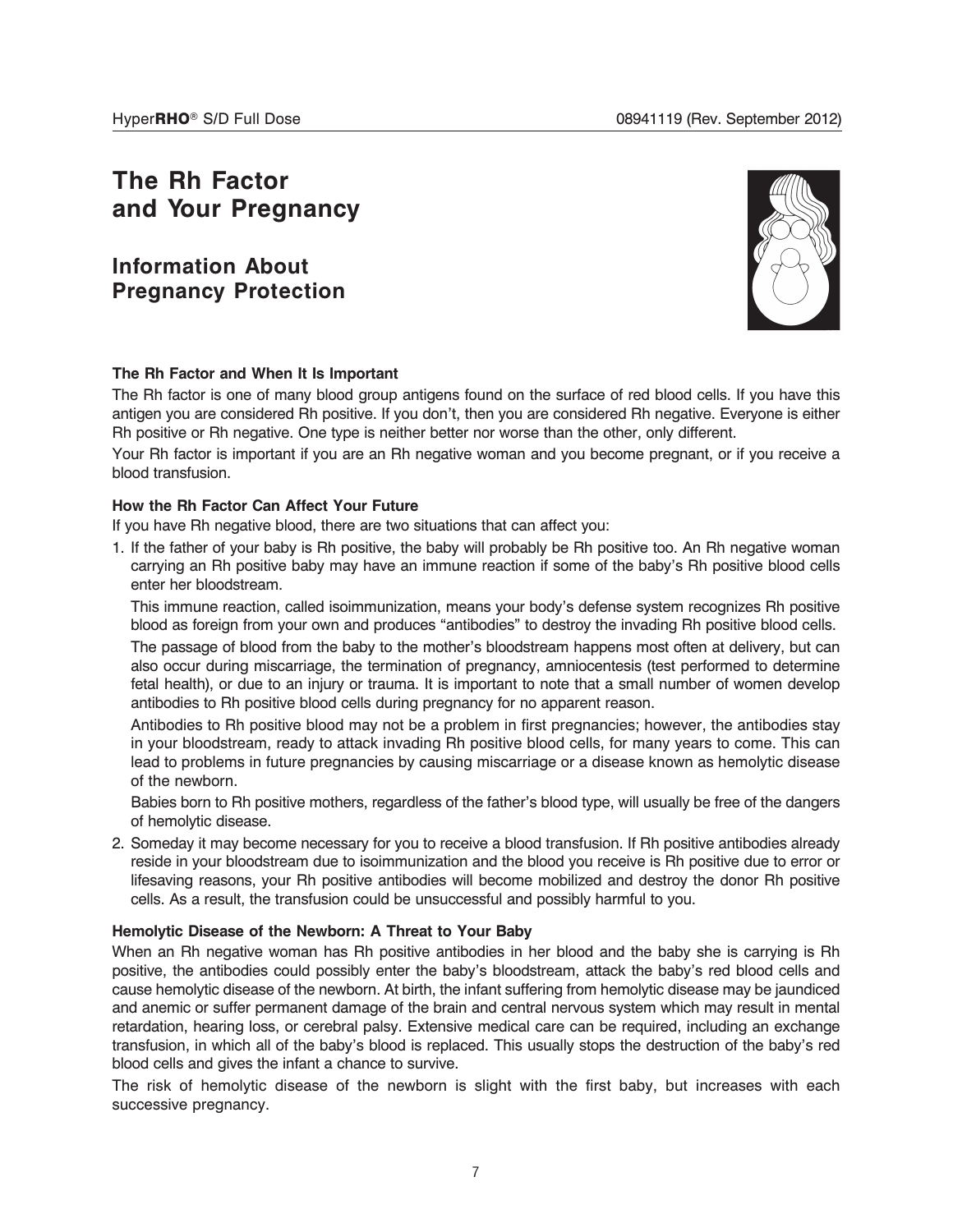# The Rh Factor and Your Pregnancy

## Information About Pregnancy Protection

**The Rh Factor and When It Is Important**

The Rh factor is one of many blood group antigens found on the surface of red blood cells. If you have this antigen you are considered Rh positive. If you don't, then you are considered Rh negative. Everyone is either Rh positive or Rh negative. One type is neither better nor worse than the other, only different.

Your Rh factor is important if you are an Rh negative woman and you become pregnant, or if you receive a blood transfusion.

**How the Rh Factor Can Affect Your Future**

If you have Rh negative blood, there are two situations that can affect you:

1. If the father of your baby is Rh positive, the baby will probably be Rh positive too. An Rh negative woman carrying an Rh positive baby may have an immune reaction if some of the baby's Rh positive blood cells enter her bloodstream.

   This immune reaction, called isoimmunization, means your body's defense system recognizes Rh positive blood as foreign from your own and produces "antibodies" to destroy the invading Rh positive blood cells.

   The passage of blood from the baby to the mother's bloodstream happens most often at delivery, but can also occur during miscarriage, the termination of pregnancy, amniocentesis (test performed to determine fetal health), or due to an injury or trauma. It is important to note that a small number of women develop antibodies to Rh positive blood cells during pregnancy for no apparent reason.

   Antibodies to Rh positive blood may not be a problem in first pregnancies; however, the antibodies stay in your bloodstream, ready to attack invading Rh positive blood cells, for many years to come. This can lead to problems in future pregnancies by causing miscarriage or a disease known as hemolytic disease of the newborn.

   Babies born to Rh positive mothers, regardless of the father's blood type, will usually be free of the dangers of hemolytic disease.

2. Someday it may become necessary for you to receive a blood transfusion. If Rh positive antibodies already reside in your bloodstream due to isoimmunization and the blood you receive is Rh positive due to error or lifesaving reasons, your Rh positive antibodies will become mobilized and destroy the donor Rh positive cells. As a result, the transfusion could be unsuccessful and possibly harmful to you.

**Hemolytic Disease of the Newborn: A Threat to Your Baby**

When an Rh negative woman has Rh positive antibodies in her blood and the baby she is carrying is Rh positive, the antibodies could possibly enter the baby's bloodstream, attack the baby's red blood cells and cause hemolytic disease of the newborn. At birth, the infant suffering from hemolytic disease may be jaundiced and anemic or suffer permanent damage of the brain and central nervous system which may result in mental retardation, hearing loss, or cerebral palsy. Extensive medical care can be required, including an exchange transfusion, in which all of the baby's blood is replaced. This usually stops the destruction of the baby's red blood cells and gives the infant a chance to survive.

The risk of hemolytic disease of the newborn is slight with the first baby, but increases with each successive pregnancy.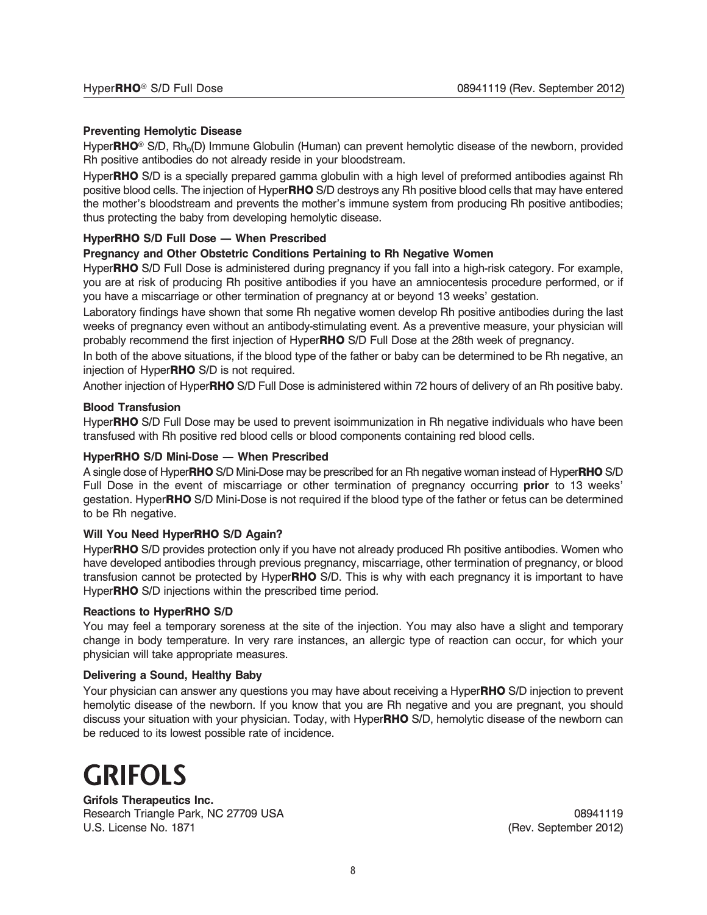### Preventing Hemolytic Disease

Hyper**RHO**® S/D, $Rh_o$(D) Immune Globulin (Human) can prevent hemolytic disease of the newborn, provided Rh positive antibodies do not already reside in your bloodstream.

Hyper**RHO** S/D is a specially prepared gamma globulin with a high level of preformed antibodies against Rh positive blood cells. The injection of Hyper**RHO** S/D destroys any Rh positive blood cells that may have entered the mother's bloodstream and prevents the mother's immune system from producing Rh positive antibodies; thus protecting the baby from developing hemolytic disease.

### HyperRHO S/D Full Dose — When Prescribed

#### Pregnancy and Other Obstetric Conditions Pertaining to Rh Negative Women

Hyper**RHO** S/D Full Dose is administered during pregnancy if you fall into a high-risk category. For example, you are at risk of producing Rh positive antibodies if you have an amniocentesis procedure performed, or if you have a miscarriage or other termination of pregnancy at or beyond 13 weeks' gestation.

Laboratory findings have shown that some Rh negative women develop Rh positive antibodies during the last weeks of pregnancy even without an antibody-stimulating event. As a preventive measure, your physician will probably recommend the first injection of Hyper**RHO** S/D Full Dose at the 28th week of pregnancy.

In both of the above situations, if the blood type of the father or baby can be determined to be Rh negative, an injection of Hyper**RHO** S/D is not required.

Another injection of Hyper**RHO** S/D Full Dose is administered within 72 hours of delivery of an Rh positive baby.

#### Blood Transfusion

Hyper**RHO** S/D Full Dose may be used to prevent isoimmunization in Rh negative individuals who have been transfused with Rh positive red blood cells or blood components containing red blood cells.

### HyperRHO S/D Mini-Dose — When Prescribed

A single dose of Hyper**RHO** S/D Mini-Dose may be prescribed for an Rh negative woman instead of Hyper**RHO** S/D Full Dose in the event of miscarriage or other termination of pregnancy occurring **prior** to 13 weeks' gestation. Hyper**RHO** S/D Mini-Dose is not required if the blood type of the father or fetus can be determined to be Rh negative.

### Will You Need HyperRHO S/D Again?

Hyper**RHO** S/D provides protection only if you have not already produced Rh positive antibodies. Women who have developed antibodies through previous pregnancy, miscarriage, other termination of pregnancy, or blood transfusion cannot be protected by Hyper**RHO** S/D. This is why with each pregnancy it is important to have Hyper**RHO** S/D injections within the prescribed time period.

### Reactions to HyperRHO S/D

You may feel a temporary soreness at the site of the injection. You may also have a slight and temporary change in body temperature. In very rare instances, an allergic type of reaction can occur, for which your physician will take appropriate measures.

### Delivering a Sound, Healthy Baby

Your physician can answer any questions you may have about receiving a Hyper**RHO** S/D injection to prevent hemolytic disease of the newborn. If you know that you are Rh negative and you are pregnant, you should discuss your situation with your physician. Today, with Hyper**RHO** S/D, hemolytic disease of the newborn can be reduced to its lowest possible rate of incidence.

**GRIFOLS**

**Grifols Therapeutics Inc.**
Research Triangle Park, NC 27709 USA
U.S. License No. 1871

08941119
(Rev. September 2012)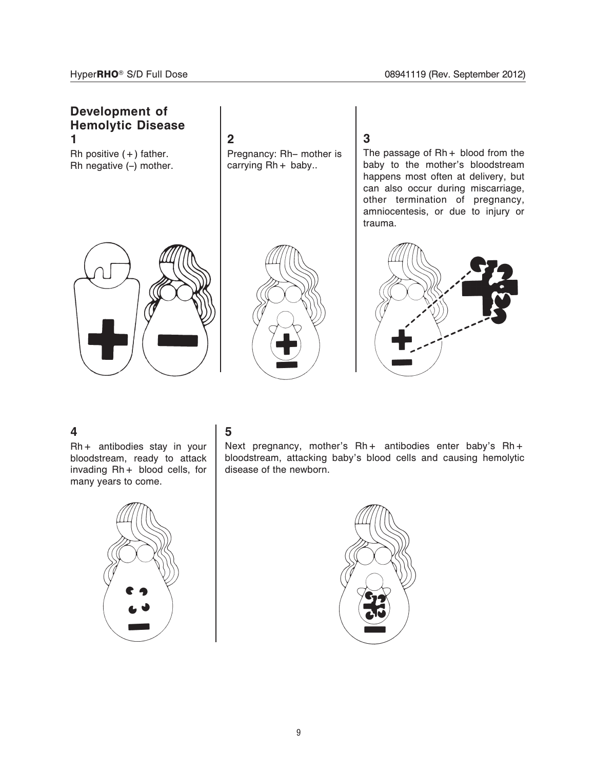## Development of Hemolytic Disease

**1**

Rh positive (+) father.
Rh negative (–) mother.

**2**

Pregnancy: Rh– mother is carrying Rh+ baby..

**3**

The passage of Rh+ blood from the baby to the mother's bloodstream happens most often at delivery, but can also occur during miscarriage, other termination of pregnancy, amniocentesis, or due to injury or trauma.

**4**

Rh+ antibodies stay in your bloodstream, ready to attack invading Rh+ blood cells, for many years to come.

**5**

Next pregnancy, mother's Rh+ antibodies enter baby's Rh+ bloodstream, attacking baby's blood cells and causing hemolytic disease of the newborn.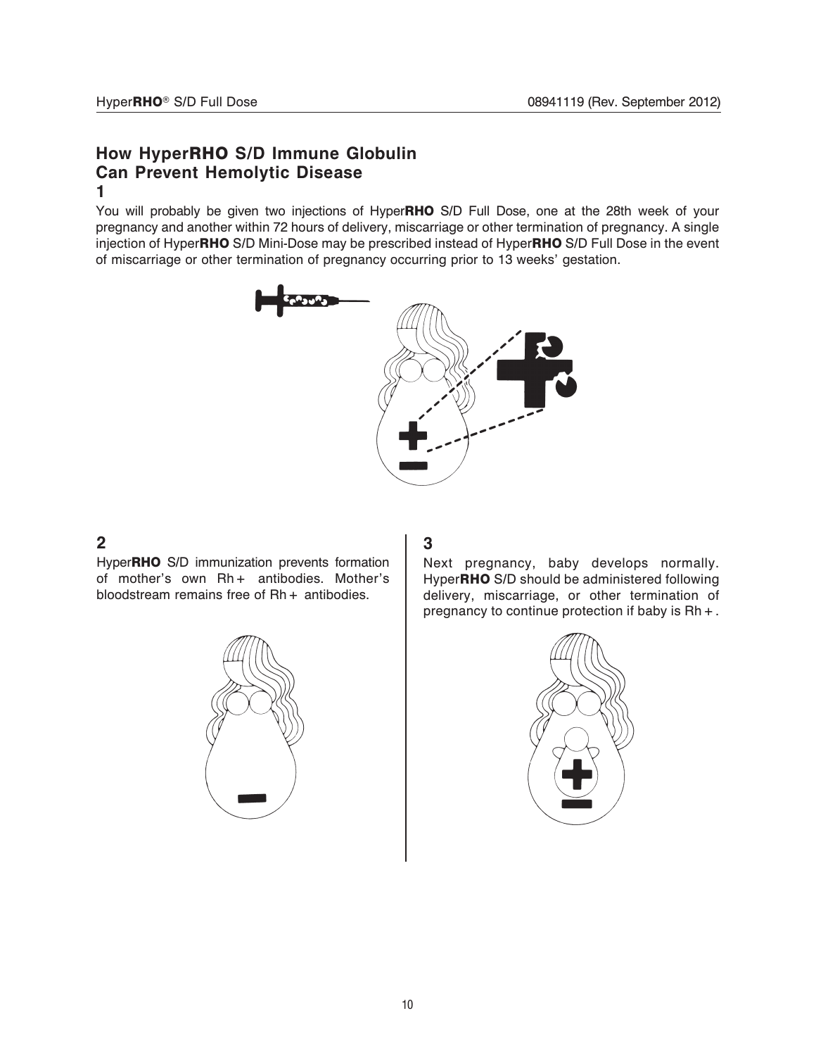## How HyperRHO S/D Immune Globulin Can Prevent Hemolytic Disease

**1**

You will probably be given two injections of HyperRHO S/D Full Dose, one at the 28th week of your pregnancy and another within 72 hours of delivery, miscarriage or other termination of pregnancy. A single injection of HyperRHO S/D Mini-Dose may be prescribed instead of HyperRHO S/D Full Dose in the event of miscarriage or other termination of pregnancy occurring prior to 13 weeks' gestation.

**2**

HyperRHO S/D immunization prevents formation of mother's own Rh+ antibodies. Mother's bloodstream remains free of Rh+ antibodies.

**3**

Next pregnancy, baby develops normally. HyperRHO S/D should be administered following delivery, miscarriage, or other termination of pregnancy to continue protection if baby is Rh+.